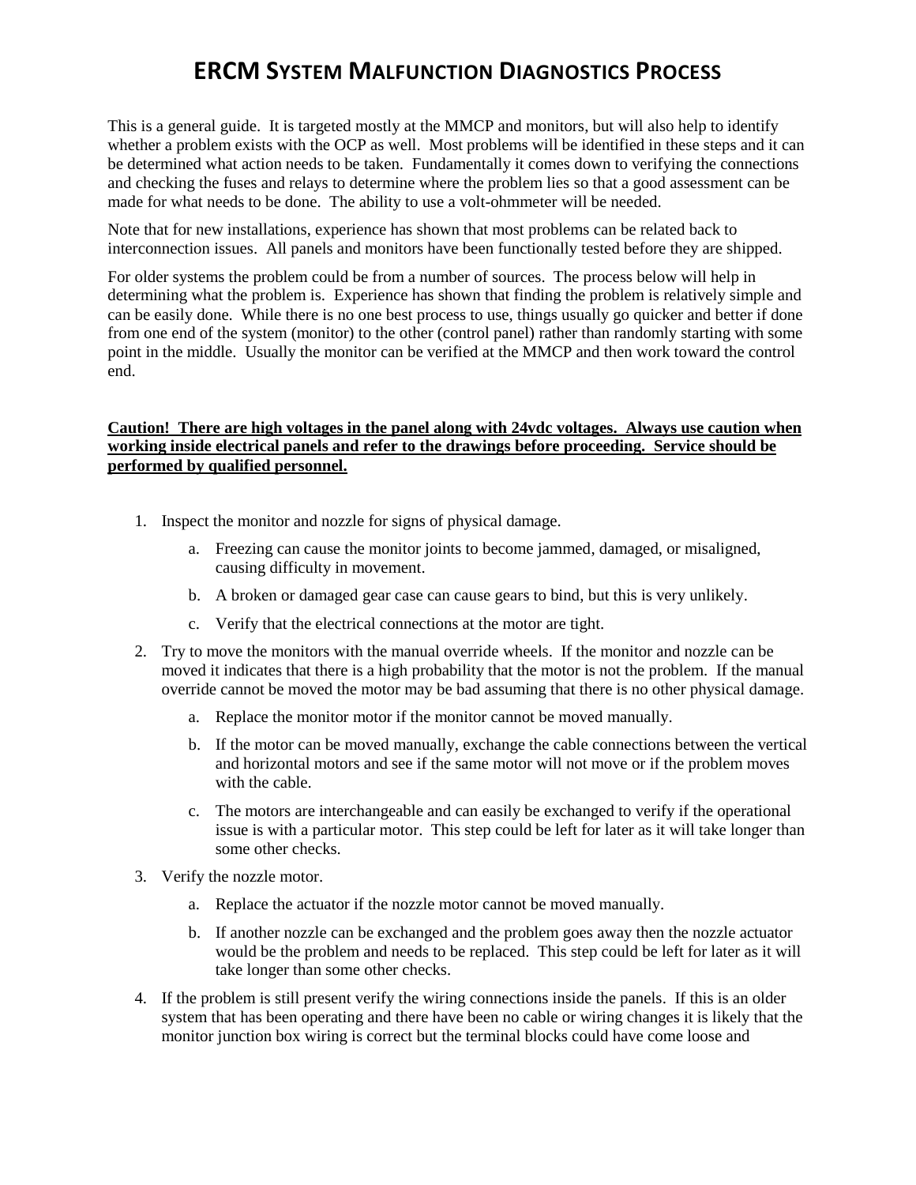# ERCM SYSTEM MALFUNCTION DIAGNOSTICS PROCESS

This is a general guide. It is targeted mostly at the MMCP and monitors, but will also help to identify whether a problem exists with the OCP as well. Most problems will be identified in these steps and it can be determined what action needs to be taken. Fundamentally it comes down to verifying the connections and checking the fuses and relays to determine where the problem lies so that a good assessment can be made for what needs to be done. The ability to use a volt-ohmmeter will be needed.

Note that for new installations, experience has shown that most problems can be related back to interconnection issues. All panels and monitors have been functionally tested before they are shipped.

For older systems the problem could be from a number of sources. The process below will help in determining what the problem is. Experience has shown that finding the problem is relatively simple and can be easily done. While there is no one best process to use, things usually go quicker and better if done from one end of the system (monitor) to the other (control panel) rather than randomly starting with some point in the middle. Usually the monitor can be verified at the MMCP and then work toward the control end.

**Caution! There are high voltages in the panel along with 24vdc voltages. Always use caution when working inside electrical panels and refer to the drawings before proceeding. Service should be performed by qualified personnel.**

1. Inspect the monitor and nozzle for signs of physical damage.
    a. Freezing can cause the monitor joints to become jammed, damaged, or misaligned, causing difficulty in movement.
    b. A broken or damaged gear case can cause gears to bind, but this is very unlikely.
    c. Verify that the electrical connections at the motor are tight.
2. Try to move the monitors with the manual override wheels. If the monitor and nozzle can be moved it indicates that there is a high probability that the motor is not the problem. If the manual override cannot be moved the motor may be bad assuming that there is no other physical damage.
    a. Replace the monitor motor if the monitor cannot be moved manually.
    b. If the motor can be moved manually, exchange the cable connections between the vertical and horizontal motors and see if the same motor will not move or if the problem moves with the cable.
    c. The motors are interchangeable and can easily be exchanged to verify if the operational issue is with a particular motor. This step could be left for later as it will take longer than some other checks.
3. Verify the nozzle motor.
    a. Replace the actuator if the nozzle motor cannot be moved manually.
    b. If another nozzle can be exchanged and the problem goes away then the nozzle actuator would be the problem and needs to be replaced. This step could be left for later as it will take longer than some other checks.
4. If the problem is still present verify the wiring connections inside the panels. If this is an older system that has been operating and there have been no cable or wiring changes it is likely that the monitor junction box wiring is correct but the terminal blocks could have come loose and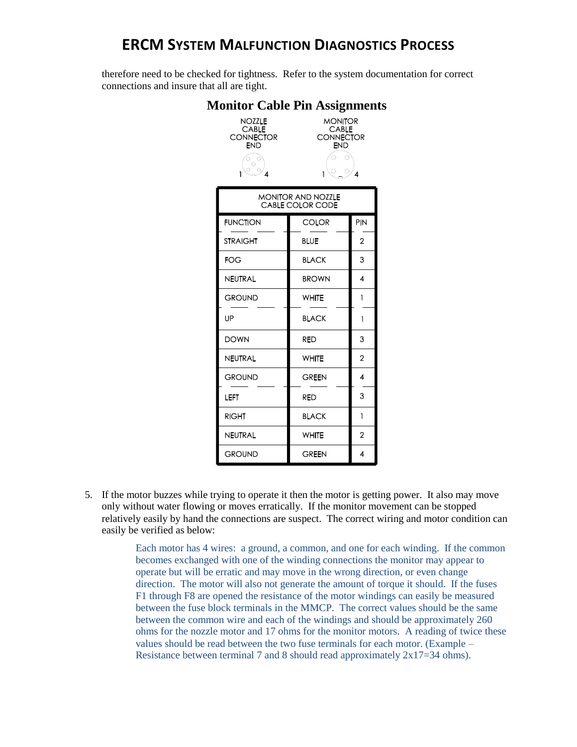therefore need to be checked for tightness. Refer to the system documentation for correct connections and insure that all are tight.

## Monitor Cable Pin Assignments

NOZZLE CABLE CONNECTOR END          MONITOR CABLE CONNECTOR END

| MONITOR AND NOZZLE CABLE COLOR CODE | | |
|---|---|---|
| FUNCTION | COLOR | PIN |
| STRAIGHT | BLUE | 2 |
| FOG | BLACK | 3 |
| NEUTRAL | BROWN | 4 |
| GROUND | WHITE | 1 |
| UP | BLACK | 1 |
| DOWN | RED | 3 |
| NEUTRAL | WHITE | 2 |
| GROUND | GREEN | 4 |
| LEFT | RED | 3 |
| RIGHT | BLACK | 1 |
| NEUTRAL | WHITE | 2 |
| GROUND | GREEN | 4 |

5. If the motor buzzes while trying to operate it then the motor is getting power. It also may move only without water flowing or moves erratically. If the monitor movement can be stopped relatively easily by hand the connections are suspect. The correct wiring and motor condition can easily be verified as below:

   Each motor has 4 wires: a ground, a common, and one for each winding. If the common becomes exchanged with one of the winding connections the monitor may appear to operate but will be erratic and may move in the wrong direction, or even change direction. The motor will also not generate the amount of torque it should. If the fuses F1 through F8 are opened the resistance of the motor windings can easily be measured between the fuse block terminals in the MMCP. The correct values should be the same between the common wire and each of the windings and should be approximately 260 ohms for the nozzle motor and 17 ohms for the monitor motors. A reading of twice these values should be read between the two fuse terminals for each motor. (Example – Resistance between terminal 7 and 8 should read approximately 2x17=34 ohms).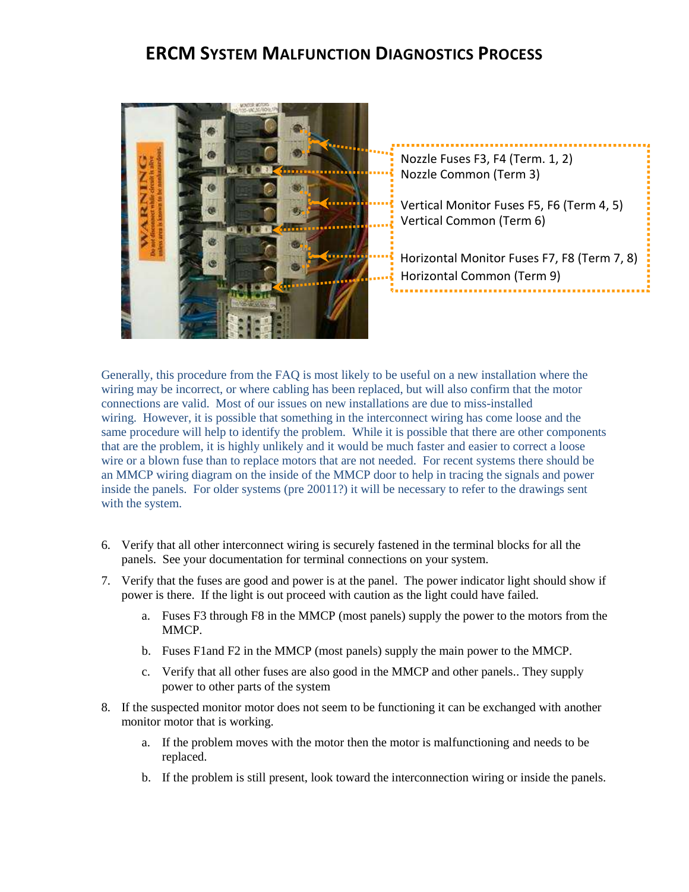# ERCM System Malfunction Diagnostics Process

Nozzle Fuses F3, F4 (Term. 1, 2)
Nozzle Common (Term 3)

Vertical Monitor Fuses F5, F6 (Term 4, 5)
Vertical Common (Term 6)

Horizontal Monitor Fuses F7, F8 (Term 7, 8)
Horizontal Common (Term 9)

Generally, this procedure from the FAQ is most likely to be useful on a new installation where the wiring may be incorrect, or where cabling has been replaced, but will also confirm that the motor connections are valid. Most of our issues on new installations are due to miss-installed wiring. However, it is possible that something in the interconnect wiring has come loose and the same procedure will help to identify the problem. While it is possible that there are other components that are the problem, it is highly unlikely and it would be much faster and easier to correct a loose wire or a blown fuse than to replace motors that are not needed. For recent systems there should be an MMCP wiring diagram on the inside of the MMCP door to help in tracing the signals and power inside the panels. For older systems (pre 20011?) it will be necessary to refer to the drawings sent with the system.

6. Verify that all other interconnect wiring is securely fastened in the terminal blocks for all the panels. See your documentation for terminal connections on your system.
7. Verify that the fuses are good and power is at the panel. The power indicator light should show if power is there. If the light is out proceed with caution as the light could have failed.
   a. Fuses F3 through F8 in the MMCP (most panels) supply the power to the motors from the MMCP.
   b. Fuses F1and F2 in the MMCP (most panels) supply the main power to the MMCP.
   c. Verify that all other fuses are also good in the MMCP and other panels.. They supply power to other parts of the system
8. If the suspected monitor motor does not seem to be functioning it can be exchanged with another monitor motor that is working.
   a. If the problem moves with the motor then the motor is malfunctioning and needs to be replaced.
   b. If the problem is still present, look toward the interconnection wiring or inside the panels.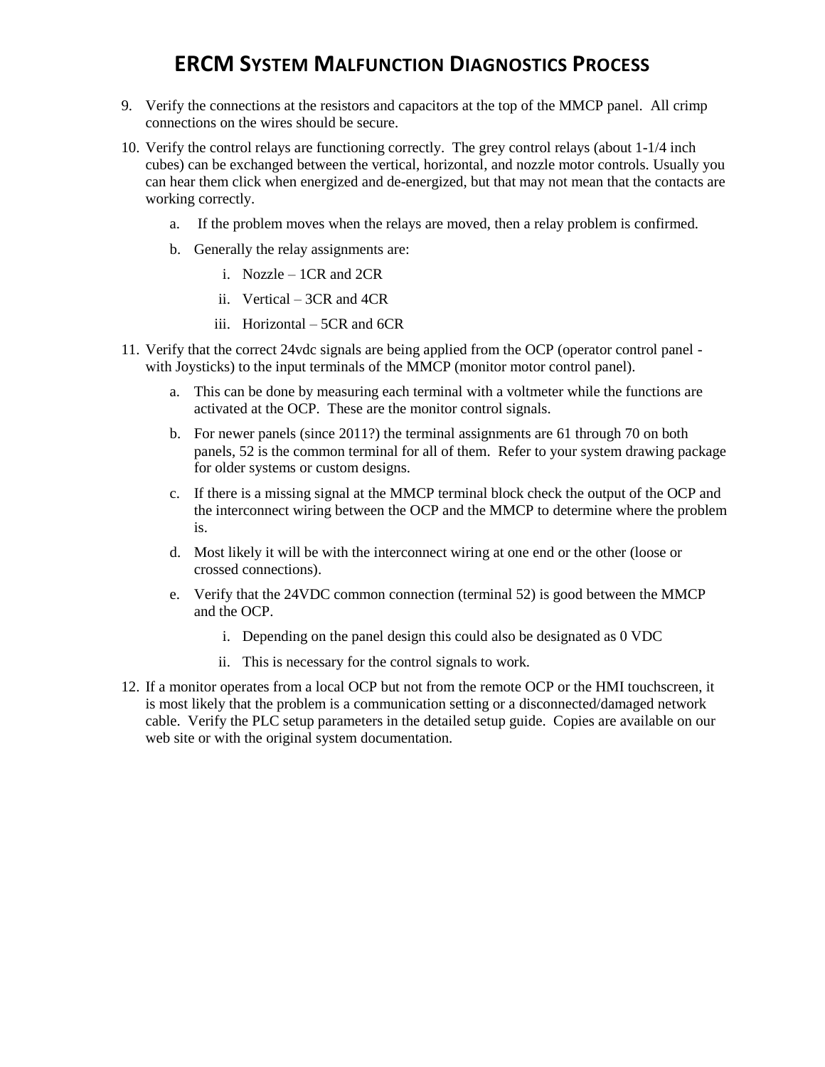# ERCM SYSTEM MALFUNCTION DIAGNOSTICS PROCESS

9. Verify the connections at the resistors and capacitors at the top of the MMCP panel. All crimp connections on the wires should be secure.
10. Verify the control relays are functioning correctly. The grey control relays (about 1-1/4 inch cubes) can be exchanged between the vertical, horizontal, and nozzle motor controls. Usually you can hear them click when energized and de-energized, but that may not mean that the contacts are working correctly.
    a. If the problem moves when the relays are moved, then a relay problem is confirmed.
    b. Generally the relay assignments are:
        i. Nozzle – 1CR and 2CR
        ii. Vertical – 3CR and 4CR
        iii. Horizontal – 5CR and 6CR
11. Verify that the correct 24vdc signals are being applied from the OCP (operator control panel - with Joysticks) to the input terminals of the MMCP (monitor motor control panel).
    a. This can be done by measuring each terminal with a voltmeter while the functions are activated at the OCP. These are the monitor control signals.
    b. For newer panels (since 2011?) the terminal assignments are 61 through 70 on both panels, 52 is the common terminal for all of them. Refer to your system drawing package for older systems or custom designs.
    c. If there is a missing signal at the MMCP terminal block check the output of the OCP and the interconnect wiring between the OCP and the MMCP to determine where the problem is.
    d. Most likely it will be with the interconnect wiring at one end or the other (loose or crossed connections).
    e. Verify that the 24VDC common connection (terminal 52) is good between the MMCP and the OCP.
        i. Depending on the panel design this could also be designated as 0 VDC
        ii. This is necessary for the control signals to work.
12. If a monitor operates from a local OCP but not from the remote OCP or the HMI touchscreen, it is most likely that the problem is a communication setting or a disconnected/damaged network cable. Verify the PLC setup parameters in the detailed setup guide. Copies are available on our web site or with the original system documentation.